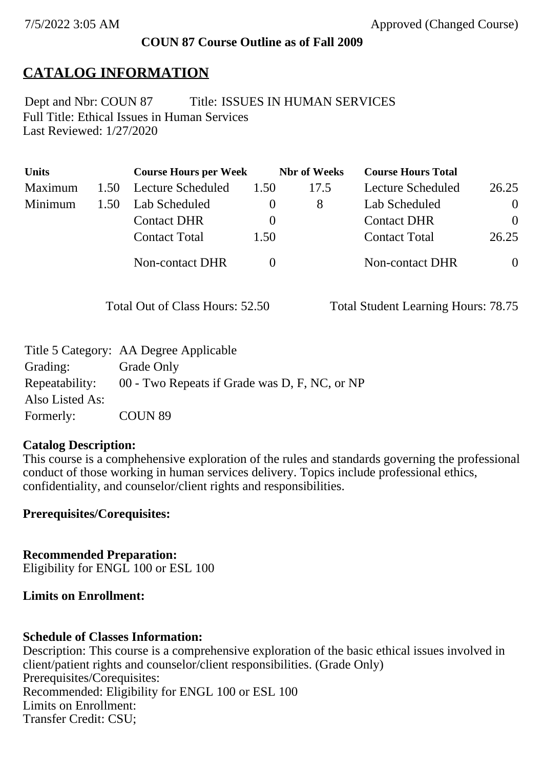7/5/2022 3:05 AM Approved (Changed Course)

**COUN 87 Course Outline as of Fall 2009**

# CATALOG INFORMATION

Dept and Nbr: COUN 87 Title: ISSUES IN HUMAN SERVICES
Full Title: Ethical Issues in Human Services
Last Reviewed: 1/27/2020

| Units | | Course Hours per Week | | Nbr of Weeks | Course Hours Total | |
|---|---|---|---|---|---|---|
| Maximum | 1.50 | Lecture Scheduled | 1.50 | 17.5 | Lecture Scheduled | 26.25 |
| Minimum | 1.50 | Lab Scheduled | 0 | 8 | Lab Scheduled | 0 |
| | | Contact DHR | 0 | | Contact DHR | 0 |
| | | Contact Total | 1.50 | | Contact Total | 26.25 |
| | | Non-contact DHR | 0 | | Non-contact DHR | 0 |

Total Out of Class Hours: 52.50 Total Student Learning Hours: 78.75

| | |
|---|---|
| Title 5 Category: | AA Degree Applicable |
| Grading: | Grade Only |
| Repeatability: | 00 - Two Repeats if Grade was D, F, NC, or NP |
| Also Listed As: | |
| Formerly: | COUN 89 |

**Catalog Description:**
This course is a comphehensive exploration of the rules and standards governing the professional conduct of those working in human services delivery. Topics include professional ethics, confidentiality, and counselor/client rights and responsibilities.

**Prerequisites/Corequisites:**

**Recommended Preparation:**
Eligibility for ENGL 100 or ESL 100

**Limits on Enrollment:**

**Schedule of Classes Information:**
Description: This course is a comprehensive exploration of the basic ethical issues involved in client/patient rights and counselor/client responsibilities. (Grade Only)
Prerequisites/Corequisites:
Recommended: Eligibility for ENGL 100 or ESL 100
Limits on Enrollment:
Transfer Credit: CSU;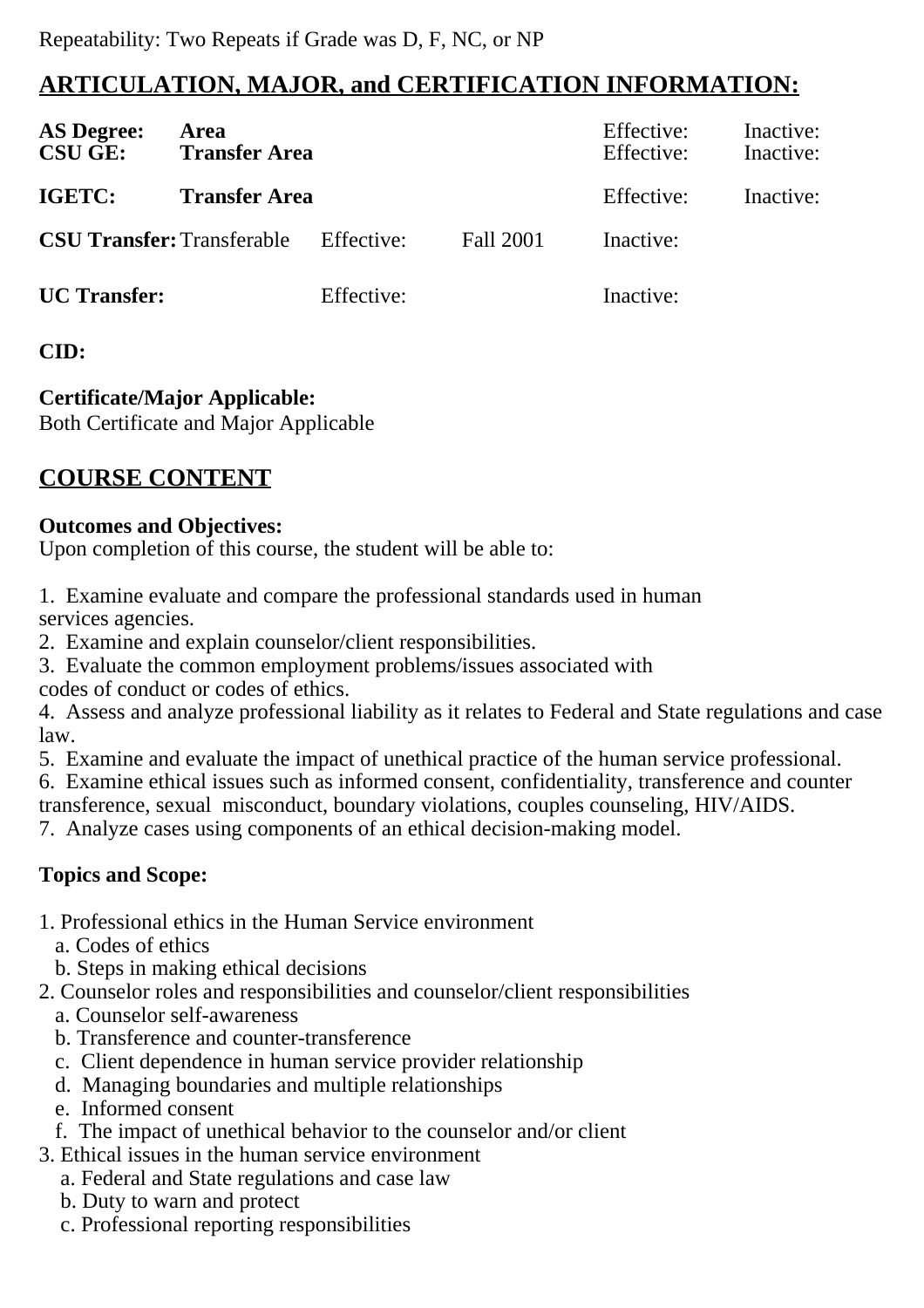Repeatability: Two Repeats if Grade was D, F, NC, or NP

## ARTICULATION, MAJOR, and CERTIFICATION INFORMATION:

| | | | | | |
|---|---|---|---|---|---|
| **AS Degree:** | **Area** | | | Effective: | Inactive: |
| **CSU GE:** | **Transfer Area** | | | Effective: | Inactive: |
| **IGETC:** | **Transfer Area** | | | Effective: | Inactive: |
| **CSU Transfer:** | Transferable | Effective: | Fall 2001 | Inactive: | |
| **UC Transfer:** | | Effective: | | Inactive: | |

**CID:**

**Certificate/Major Applicable:**
Both Certificate and Major Applicable

## COURSE CONTENT

**Outcomes and Objectives:**
Upon completion of this course, the student will be able to:

1. Examine evaluate and compare the professional standards used in human services agencies.
2. Examine and explain counselor/client responsibilities.
3. Evaluate the common employment problems/issues associated with codes of conduct or codes of ethics.
4. Assess and analyze professional liability as it relates to Federal and State regulations and case law.
5. Examine and evaluate the impact of unethical practice of the human service professional.
6. Examine ethical issues such as informed consent, confidentiality, transference and counter transference, sexual misconduct, boundary violations, couples counseling, HIV/AIDS.
7. Analyze cases using components of an ethical decision-making model.

**Topics and Scope:**

1. Professional ethics in the Human Service environment
   a. Codes of ethics
   b. Steps in making ethical decisions
2. Counselor roles and responsibilities and counselor/client responsibilities
   a. Counselor self-awareness
   b. Transference and counter-transference
   c. Client dependence in human service provider relationship
   d. Managing boundaries and multiple relationships
   e. Informed consent
   f. The impact of unethical behavior to the counselor and/or client
3. Ethical issues in the human service environment
   a. Federal and State regulations and case law
   b. Duty to warn and protect
   c. Professional reporting responsibilities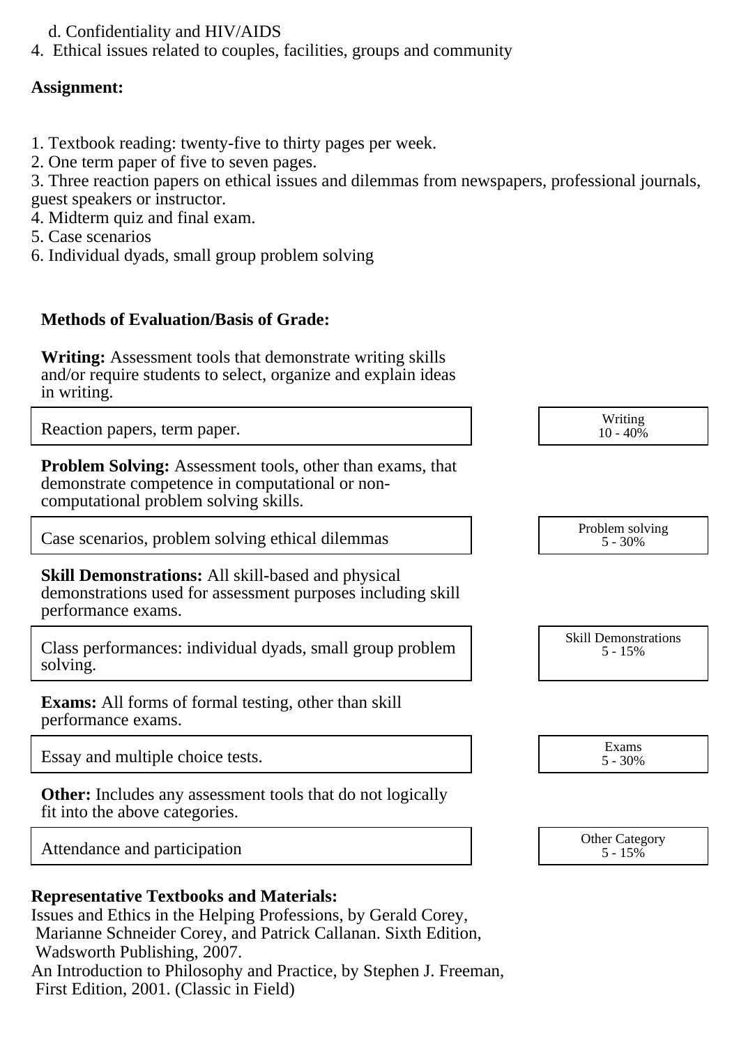d. Confidentiality and HIV/AIDS

4. Ethical issues related to couples, facilities, groups and community

**Assignment:**

1. Textbook reading: twenty-five to thirty pages per week.
2. One term paper of five to seven pages.
3. Three reaction papers on ethical issues and dilemmas from newspapers, professional journals, guest speakers or instructor.
4. Midterm quiz and final exam.
5. Case scenarios
6. Individual dyads, small group problem solving

**Methods of Evaluation/Basis of Grade:**

**Writing:** Assessment tools that demonstrate writing skills and/or require students to select, organize and explain ideas in writing.

| | |
|---|---|
| Reaction papers, term paper. | Writing<br>10 - 40% |

**Problem Solving:** Assessment tools, other than exams, that demonstrate competence in computational or non-computational problem solving skills.

| | |
|---|---|
| Case scenarios, problem solving ethical dilemmas | Problem solving<br>5 - 30% |

**Skill Demonstrations:** All skill-based and physical demonstrations used for assessment purposes including skill performance exams.

| | |
|---|---|
| Class performances: individual dyads, small group problem solving. | Skill Demonstrations<br>5 - 15% |

**Exams:** All forms of formal testing, other than skill performance exams.

| | |
|---|---|
| Essay and multiple choice tests. | Exams<br>5 - 30% |

**Other:** Includes any assessment tools that do not logically fit into the above categories.

| | |
|---|---|
| Attendance and participation | Other Category<br>5 - 15% |

**Representative Textbooks and Materials:**

Issues and Ethics in the Helping Professions, by Gerald Corey, Marianne Schneider Corey, and Patrick Callanan. Sixth Edition, Wadsworth Publishing, 2007.

An Introduction to Philosophy and Practice, by Stephen J. Freeman, First Edition, 2001. (Classic in Field)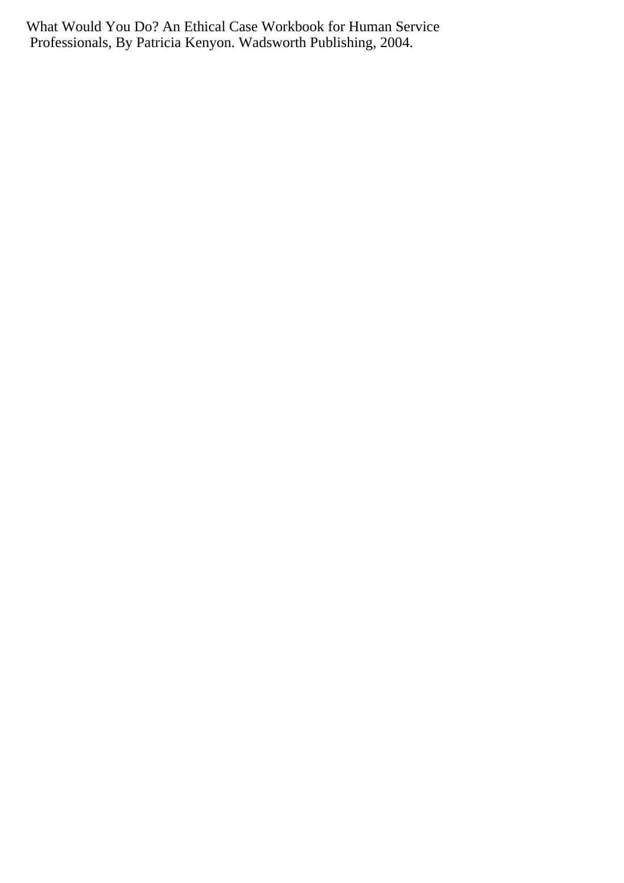What Would You Do? An Ethical Case Workbook for Human Service Professionals, By Patricia Kenyon. Wadsworth Publishing, 2004.